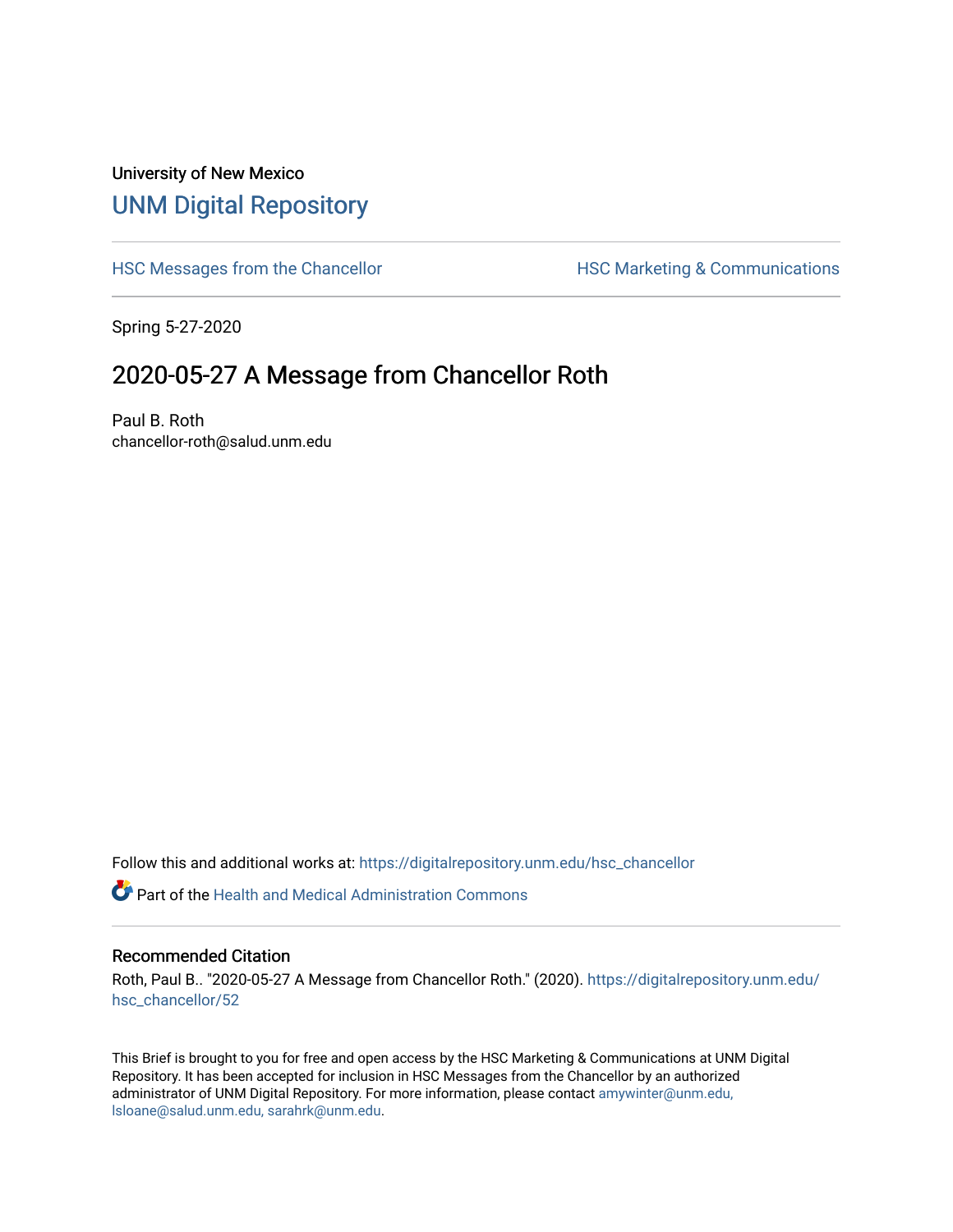University of New Mexico

# UNM Digital Repository

HSC Messages from the Chancellor | HSC Marketing & Communications

Spring 5-27-2020

## 2020-05-27 A Message from Chancellor Roth

Paul B. Roth
chancellor-roth@salud.unm.edu

Follow this and additional works at: https://digitalrepository.unm.edu/hsc_chancellor

Part of the Health and Medical Administration Commons

### Recommended Citation

Roth, Paul B.. "2020-05-27 A Message from Chancellor Roth." (2020). https://digitalrepository.unm.edu/hsc_chancellor/52

This Brief is brought to you for free and open access by the HSC Marketing & Communications at UNM Digital Repository. It has been accepted for inclusion in HSC Messages from the Chancellor by an authorized administrator of UNM Digital Repository. For more information, please contact amywinter@unm.edu, lsloane@salud.unm.edu, sarahrk@unm.edu.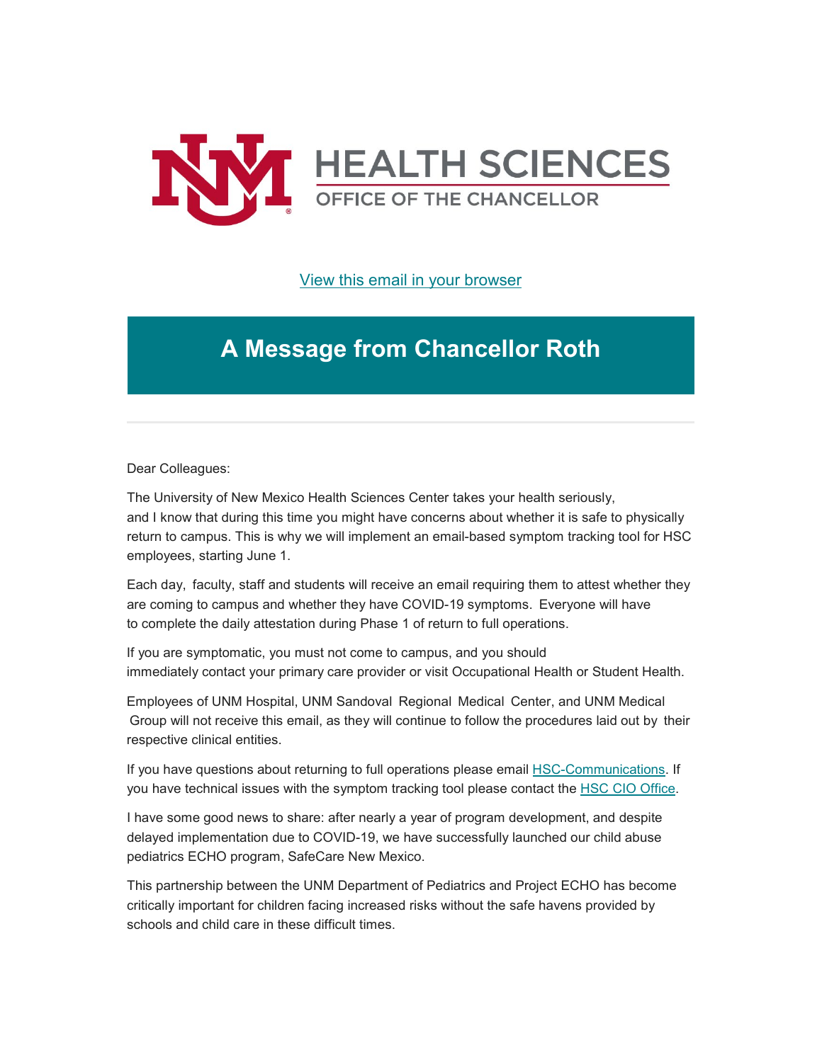HEALTH SCIENCES
OFFICE OF THE CHANCELLOR

[View this email in your browser]()

# A Message from Chancellor Roth

Dear Colleagues:

The University of New Mexico Health Sciences Center takes your health seriously, and I know that during this time you might have concerns about whether it is safe to physically return to campus. This is why we will implement an email-based symptom tracking tool for HSC employees, starting June 1.

Each day, faculty, staff and students will receive an email requiring them to attest whether they are coming to campus and whether they have COVID-19 symptoms. Everyone will have to complete the daily attestation during Phase 1 of return to full operations.

If you are symptomatic, you must not come to campus, and you should immediately contact your primary care provider or visit Occupational Health or Student Health.

Employees of UNM Hospital, UNM Sandoval Regional Medical Center, and UNM Medical Group will not receive this email, as they will continue to follow the procedures laid out by their respective clinical entities.

If you have questions about returning to full operations please email [HSC-Communications](). If you have technical issues with the symptom tracking tool please contact the [HSC CIO Office]().

I have some good news to share: after nearly a year of program development, and despite delayed implementation due to COVID-19, we have successfully launched our child abuse pediatrics ECHO program, SafeCare New Mexico.

This partnership between the UNM Department of Pediatrics and Project ECHO has become critically important for children facing increased risks without the safe havens provided by schools and child care in these difficult times.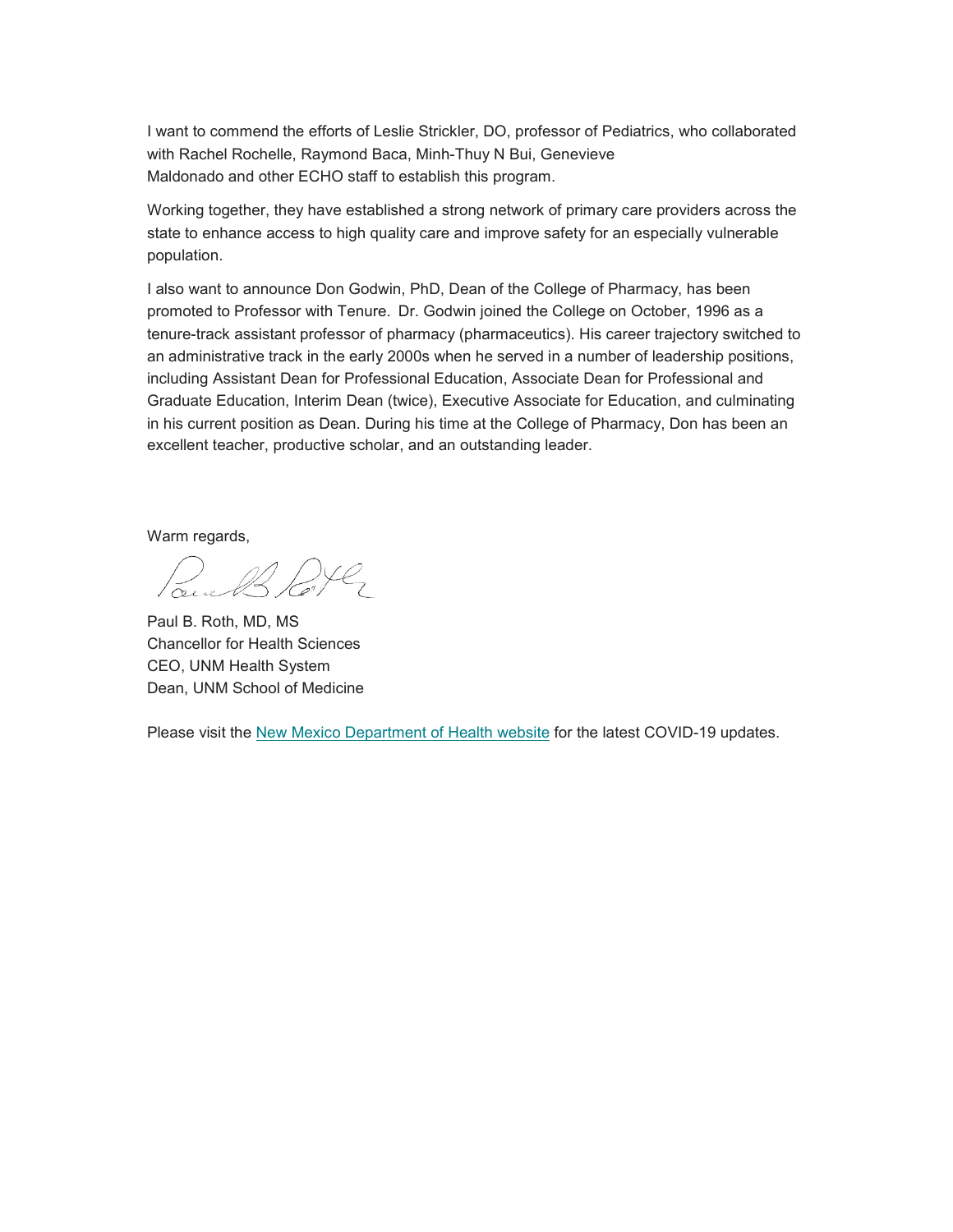I want to commend the efforts of Leslie Strickler, DO, professor of Pediatrics, who collaborated with Rachel Rochelle, Raymond Baca, Minh-Thuy N Bui, Genevieve Maldonado and other ECHO staff to establish this program.

Working together, they have established a strong network of primary care providers across the state to enhance access to high quality care and improve safety for an especially vulnerable population.

I also want to announce Don Godwin, PhD, Dean of the College of Pharmacy, has been promoted to Professor with Tenure. Dr. Godwin joined the College on October, 1996 as a tenure-track assistant professor of pharmacy (pharmaceutics). His career trajectory switched to an administrative track in the early 2000s when he served in a number of leadership positions, including Assistant Dean for Professional Education, Associate Dean for Professional and Graduate Education, Interim Dean (twice), Executive Associate for Education, and culminating in his current position as Dean. During his time at the College of Pharmacy, Don has been an excellent teacher, productive scholar, and an outstanding leader.

Warm regards,

Paul B. Roth, MD, MS
Chancellor for Health Sciences
CEO, UNM Health System
Dean, UNM School of Medicine

Please visit the New Mexico Department of Health website for the latest COVID-19 updates.